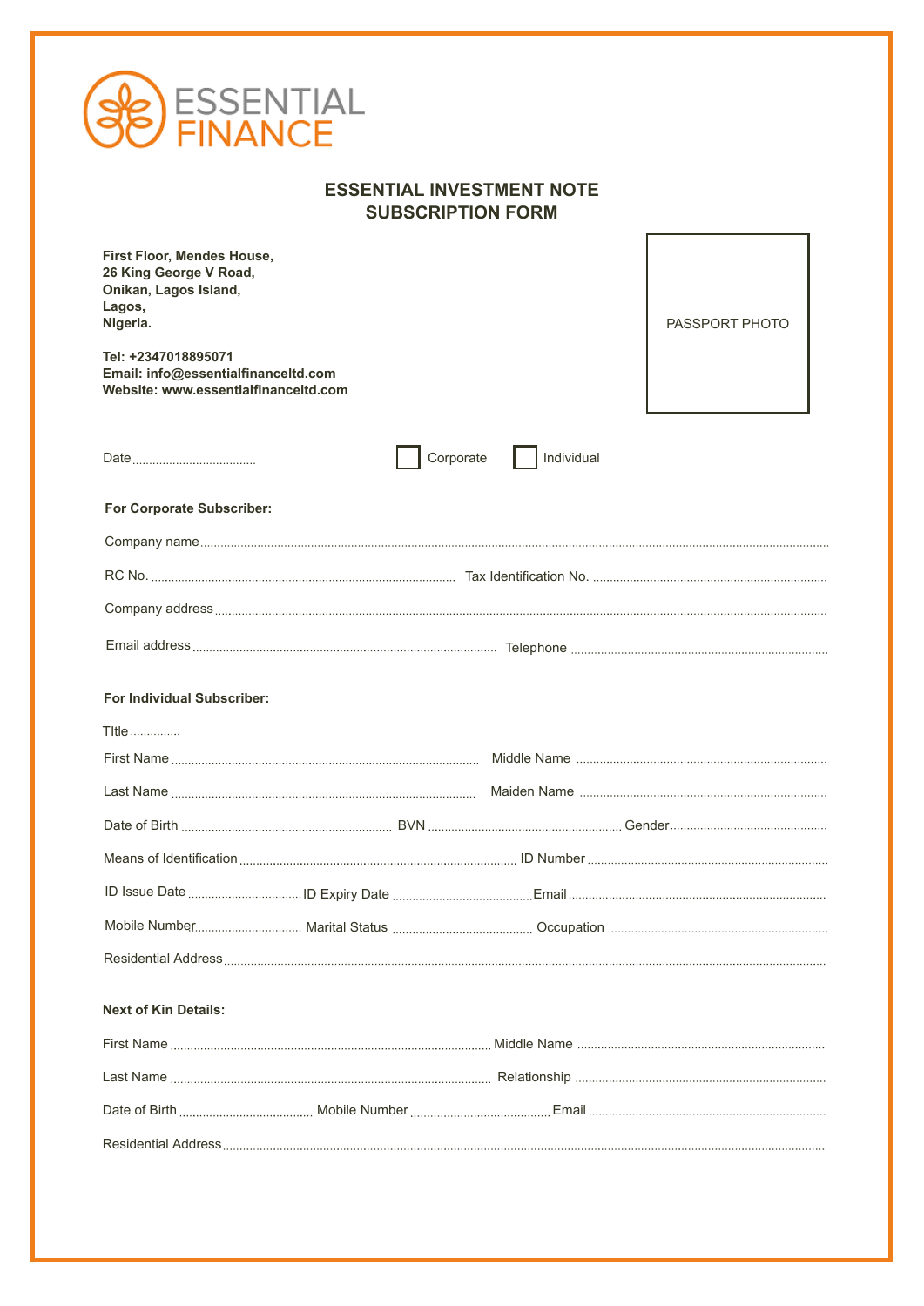ESSENTIAL FINANCE

# ESSENTIAL INVESTMENT NOTE SUBSCRIPTION FORM

**First Floor, Mendes House,**
**26 King George V Road,**
**Onikan, Lagos Island,**
**Lagos,**
**Nigeria.**

**Tel: +2347018895071**
**Email: info@essentialfinanceltd.com**
**Website: www.essentialfinanceltd.com**

PASSPORT PHOTO

Date.................................... ☐ Corporate ☐ Individual

**For Corporate Subscriber:**

Company name..........................................................................................................................................

RC No. .......................................................................... Tax Identification No. ....................................................

Company address..........................................................................................................................................

Email address.......................................................................... Telephone ...................................................

**For Individual Subscriber:**

TItle..............

First Name.......................................................................... Middle Name ..........................................................

Last Name .......................................................................... Maiden Name ..........................................................

Date of Birth .............................................. BVN .............................................. Gender..............................

Means of Identification.......................................................................... ID Number .......................................................

ID Issue Date.................................ID Expiry Date .........................................Email ..........................................................

Mobile Number............................... Marital Status ......................................... Occupation .............................................

Residential Address..........................................................................................................................................

**Next of Kin Details:**

First Name.......................................................................... Middle Name ..........................................................

Last Name .......................................................................... Relationship ..........................................................

Date of Birth ....................................... Mobile Number.........................................Email ......................................................

Residential Address..........................................................................................................................................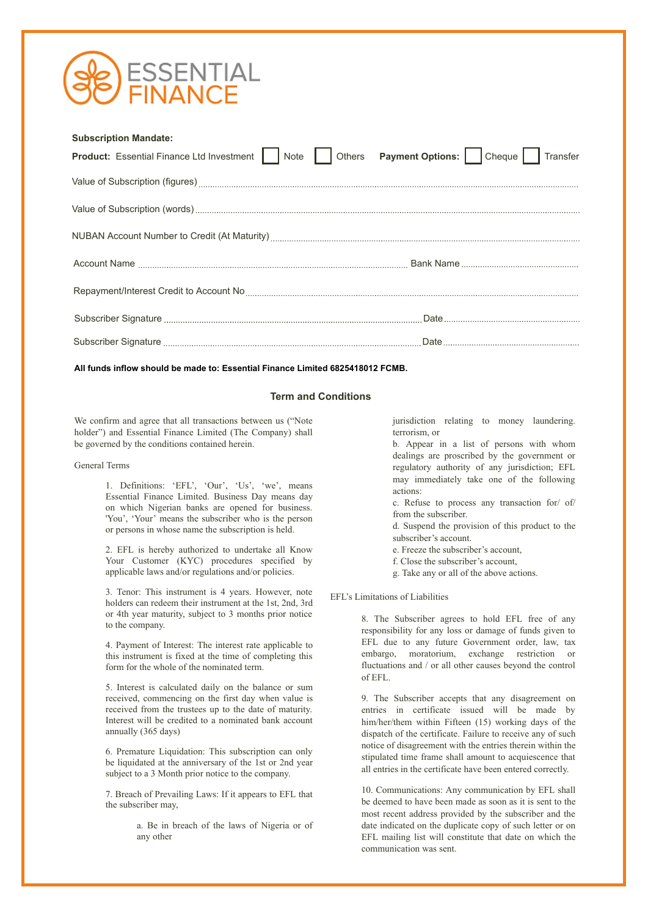ESSENTIAL FINANCE

**Subscription Mandate:**

**Product:** Essential Finance Ltd Investment ☐ Note ☐ Others **Payment Options:** ☐ Cheque ☐ Transfer

Value of Subscription (figures) ...........................................................

Value of Subscription (words) ...........................................................

NUBAN Account Number to Credit (At Maturity) ...........................................................

Account Name ........................................................... Bank Name ...........................................................

Repayment/Interest Credit to Account No ...........................................................

Subscriber Signature ........................................................... Date ...........................................................

Subscriber Signature ........................................................... Date ...........................................................

**All funds inflow should be made to: Essential Finance Limited 6825418012 FCMB.**

## Term and Conditions

We confirm and agree that all transactions between us ("Note holder") and Essential Finance Limited (The Company) shall be governed by the conditions contained herein.

General Terms

1. Definitions: 'EFL', 'Our', 'Us', 'we', means Essential Finance Limited. Business Day means day on which Nigerian banks are opened for business. 'You', 'Your' means the subscriber who is the person or persons in whose name the subscription is held.

2. EFL is hereby authorized to undertake all Know Your Customer (KYC) procedures specified by applicable laws and/or regulations and/or policies.

3. Tenor: This instrument is 4 years. However, note holders can redeem their instrument at the 1st, 2nd, 3rd or 4th year maturity, subject to 3 months prior notice to the company.

4. Payment of Interest: The interest rate applicable to this instrument is fixed at the time of completing this form for the whole of the nominated term.

5. Interest is calculated daily on the balance or sum received, commencing on the first day when value is received from the trustees up to the date of maturity. Interest will be credited to a nominated bank account annually (365 days)

6. Premature Liquidation: This subscription can only be liquidated at the anniversary of the 1st or 2nd year subject to a 3 Month prior notice to the company.

7. Breach of Prevailing Laws: If it appears to EFL that the subscriber may,

   a. Be in breach of the laws of Nigeria or of any other jurisdiction relating to money laundering. terrorism, or

   b. Appear in a list of persons with whom dealings are proscribed by the government or regulatory authority of any jurisdiction; EFL may immediately take one of the following actions:

   c. Refuse to process any transaction for/ of/ from the subscriber.

   d. Suspend the provision of this product to the subscriber's account.

   e. Freeze the subscriber's account,

   f. Close the subscriber's account,

   g. Take any or all of the above actions.

EFL's Limitations of Liabilities

8. The Subscriber agrees to hold EFL free of any responsibility for any loss or damage of funds given to EFL due to any future Government order, law, tax embargo, moratorium, exchange restriction or fluctuations and / or all other causes beyond the control of EFL.

9. The Subscriber accepts that any disagreement on entries in certificate issued will be made by him/her/them within Fifteen (15) working days of the dispatch of the certificate. Failure to receive any of such notice of disagreement with the entries therein within the stipulated time frame shall amount to acquiescence that all entries in the certificate have been entered correctly.

10. Communications: Any communication by EFL shall be deemed to have been made as soon as it is sent to the most recent address provided by the subscriber and the date indicated on the duplicate copy of such letter or on EFL mailing list will constitute that date on which the communication was sent.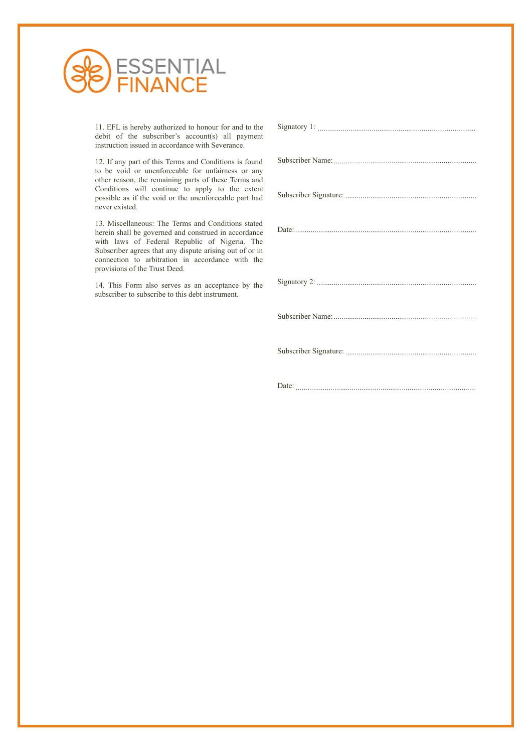ESSENTIAL FINANCE

11. EFL is hereby authorized to honour for and to the debit of the subscriber's account(s) all payment instruction issued in accordance with Severance.

12. If any part of this Terms and Conditions is found to be void or unenforceable for unfairness or any other reason, the remaining parts of these Terms and Conditions will continue to apply to the extent possible as if the void or the unenforceable part had never existed.

13. Miscellaneous: The Terms and Conditions stated herein shall be governed and construed in accordance with laws of Federal Republic of Nigeria. The Subscriber agrees that any dispute arising out of or in connection to arbitration in accordance with the provisions of the Trust Deed.

14. This Form also serves as an acceptance by the subscriber to subscribe to this debt instrument.

Signatory 1: ..............................................................................

Subscriber Name: .......................................................................

Subscriber Signature: .................................................................

Date: ..........................................................................................

Signatory 2: ..............................................................................

Subscriber Name: .......................................................................

Subscriber Signature: .................................................................

Date: ..........................................................................................